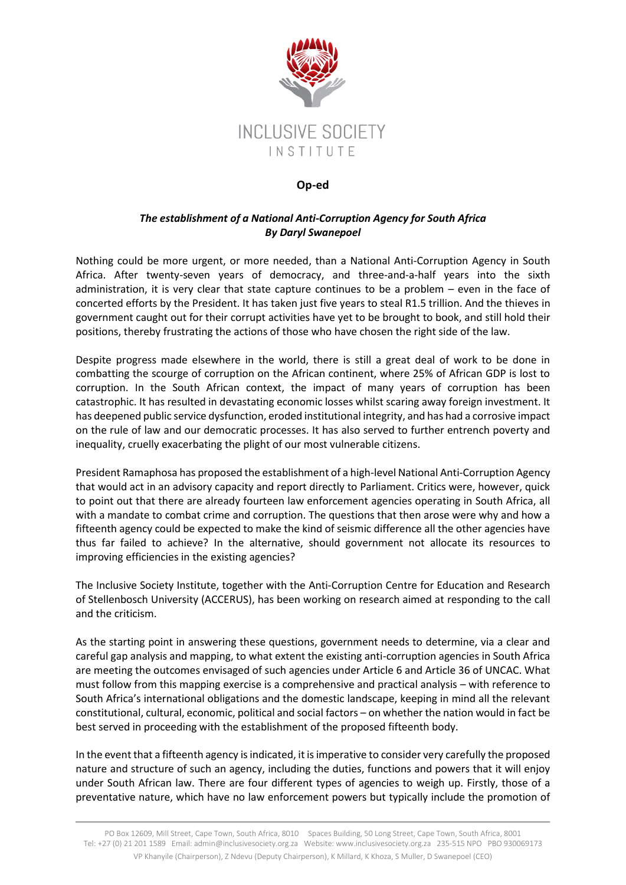INCLUSIVE SOCIETY INSTITUTE

**Op-ed**

***The establishment of a National Anti-Corruption Agency for South Africa***
***By Daryl Swanepoel***

Nothing could be more urgent, or more needed, than a National Anti-Corruption Agency in South Africa. After twenty-seven years of democracy, and three-and-a-half years into the sixth administration, it is very clear that state capture continues to be a problem – even in the face of concerted efforts by the President. It has taken just five years to steal R1.5 trillion. And the thieves in government caught out for their corrupt activities have yet to be brought to book, and still hold their positions, thereby frustrating the actions of those who have chosen the right side of the law.

Despite progress made elsewhere in the world, there is still a great deal of work to be done in combatting the scourge of corruption on the African continent, where 25% of African GDP is lost to corruption. In the South African context, the impact of many years of corruption has been catastrophic. It has resulted in devastating economic losses whilst scaring away foreign investment. It has deepened public service dysfunction, eroded institutional integrity, and has had a corrosive impact on the rule of law and our democratic processes. It has also served to further entrench poverty and inequality, cruelly exacerbating the plight of our most vulnerable citizens.

President Ramaphosa has proposed the establishment of a high-level National Anti-Corruption Agency that would act in an advisory capacity and report directly to Parliament. Critics were, however, quick to point out that there are already fourteen law enforcement agencies operating in South Africa, all with a mandate to combat crime and corruption. The questions that then arose were why and how a fifteenth agency could be expected to make the kind of seismic difference all the other agencies have thus far failed to achieve? In the alternative, should government not allocate its resources to improving efficiencies in the existing agencies?

The Inclusive Society Institute, together with the Anti-Corruption Centre for Education and Research of Stellenbosch University (ACCERUS), has been working on research aimed at responding to the call and the criticism.

As the starting point in answering these questions, government needs to determine, via a clear and careful gap analysis and mapping, to what extent the existing anti-corruption agencies in South Africa are meeting the outcomes envisaged of such agencies under Article 6 and Article 36 of UNCAC. What must follow from this mapping exercise is a comprehensive and practical analysis – with reference to South Africa's international obligations and the domestic landscape, keeping in mind all the relevant constitutional, cultural, economic, political and social factors – on whether the nation would in fact be best served in proceeding with the establishment of the proposed fifteenth body.

In the event that a fifteenth agency is indicated, it is imperative to consider very carefully the proposed nature and structure of such an agency, including the duties, functions and powers that it will enjoy under South African law. There are four different types of agencies to weigh up. Firstly, those of a preventative nature, which have no law enforcement powers but typically include the promotion of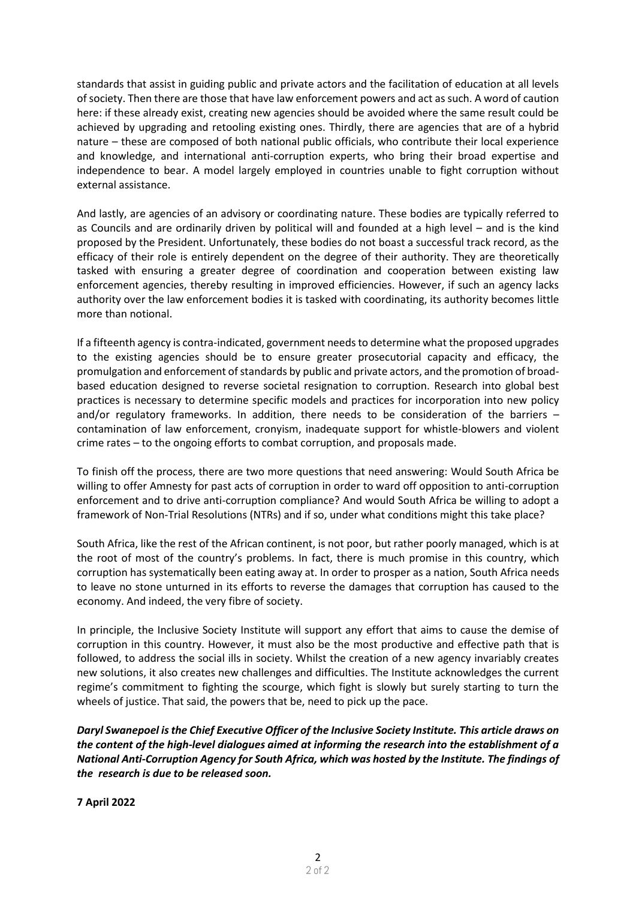standards that assist in guiding public and private actors and the facilitation of education at all levels of society. Then there are those that have law enforcement powers and act as such. A word of caution here: if these already exist, creating new agencies should be avoided where the same result could be achieved by upgrading and retooling existing ones. Thirdly, there are agencies that are of a hybrid nature – these are composed of both national public officials, who contribute their local experience and knowledge, and international anti-corruption experts, who bring their broad expertise and independence to bear. A model largely employed in countries unable to fight corruption without external assistance.

And lastly, are agencies of an advisory or coordinating nature. These bodies are typically referred to as Councils and are ordinarily driven by political will and founded at a high level – and is the kind proposed by the President. Unfortunately, these bodies do not boast a successful track record, as the efficacy of their role is entirely dependent on the degree of their authority. They are theoretically tasked with ensuring a greater degree of coordination and cooperation between existing law enforcement agencies, thereby resulting in improved efficiencies. However, if such an agency lacks authority over the law enforcement bodies it is tasked with coordinating, its authority becomes little more than notional.

If a fifteenth agency is contra-indicated, government needs to determine what the proposed upgrades to the existing agencies should be to ensure greater prosecutorial capacity and efficacy, the promulgation and enforcement of standards by public and private actors, and the promotion of broad-based education designed to reverse societal resignation to corruption. Research into global best practices is necessary to determine specific models and practices for incorporation into new policy and/or regulatory frameworks. In addition, there needs to be consideration of the barriers – contamination of law enforcement, cronyism, inadequate support for whistle-blowers and violent crime rates – to the ongoing efforts to combat corruption, and proposals made.

To finish off the process, there are two more questions that need answering: Would South Africa be willing to offer Amnesty for past acts of corruption in order to ward off opposition to anti-corruption enforcement and to drive anti-corruption compliance? And would South Africa be willing to adopt a framework of Non-Trial Resolutions (NTRs) and if so, under what conditions might this take place?

South Africa, like the rest of the African continent, is not poor, but rather poorly managed, which is at the root of most of the country's problems. In fact, there is much promise in this country, which corruption has systematically been eating away at. In order to prosper as a nation, South Africa needs to leave no stone unturned in its efforts to reverse the damages that corruption has caused to the economy. And indeed, the very fibre of society.

In principle, the Inclusive Society Institute will support any effort that aims to cause the demise of corruption in this country. However, it must also be the most productive and effective path that is followed, to address the social ills in society. Whilst the creation of a new agency invariably creates new solutions, it also creates new challenges and difficulties. The Institute acknowledges the current regime's commitment to fighting the scourge, which fight is slowly but surely starting to turn the wheels of justice. That said, the powers that be, need to pick up the pace.

***Daryl Swanepoel is the Chief Executive Officer of the Inclusive Society Institute. This article draws on the content of the high-level dialogues aimed at informing the research into the establishment of a National Anti-Corruption Agency for South Africa, which was hosted by the Institute. The findings of the research is due to be released soon.***

**7 April 2022**